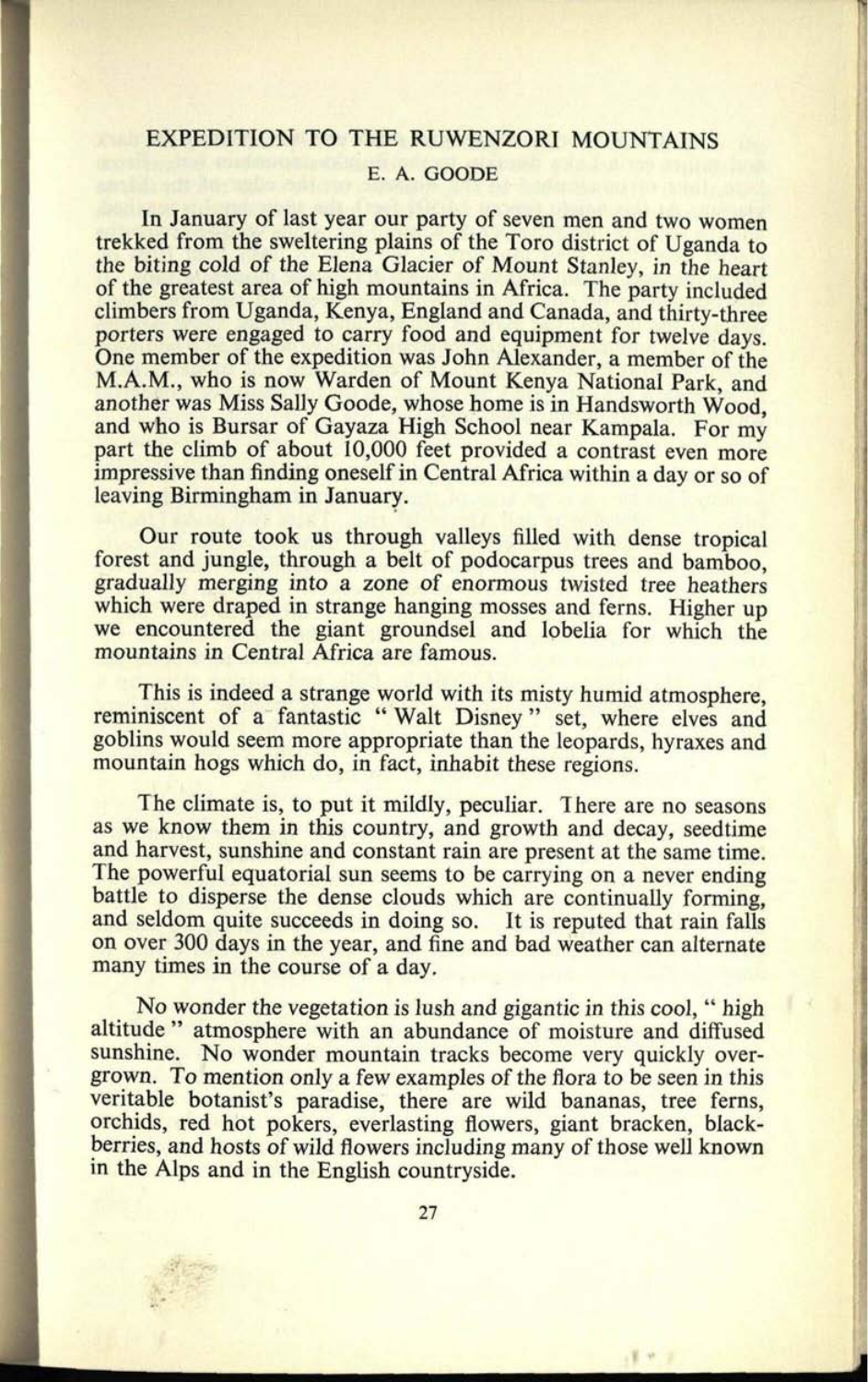# EXPEDITION TO THE RUWENZORI MOUNTAINS

E. A. GOODE

In January of last year our party of seven men and two women trekked from the sweltering plains of the Toro district of Uganda to the biting cold of the Elena Glacier of Mount Stanley, in the heart of the greatest area of high mountains in Africa. The party included climbers from Uganda, Kenya, England and Canada, and thirty-three porters were engaged to carry food and equipment for twelve days. One member of the expedition was John Alexander, a member of the M.A.M., who is now Warden of Mount Kenya National Park, and another was Miss Sally Goode, whose home is in Handsworth Wood, and who is Bursar of Gayaza High School near Kampala. For my part the climb of about 10,000 feet provided a contrast even more impressive than finding oneself in Central Africa within a day or so of leaving Birmingham in January.

Our route took us through valleys filled with dense tropical forest and jungle, through a belt of podocarpus trees and bamboo, gradually merging into a zone of enormous twisted tree heathers which were draped in strange hanging mosses and ferns. Higher up we encountered the giant groundsel and lobelia for which the mountains in Central Africa are famous.

This is indeed a strange world with its misty humid atmosphere, reminiscent of a fantastic " Walt Disney " set, where elves and goblins would seem more appropriate than the leopards, hyraxes and mountain hogs which do, in fact, inhabit these regions.

The climate is, to put it mildly, peculiar. There are no seasons as we know them in this country, and growth and decay, seedtime and harvest, sunshine and constant rain are present at the same time. The powerful equatorial sun seems to be carrying on a never ending battle to disperse the dense clouds which are continually forming, and seldom quite succeeds in doing so. It is reputed that rain falls on over 300 days in the year, and fine and bad weather can alternate many times in the course of a day.

No wonder the vegetation is lush and gigantic in this cool, " high altitude " atmosphere with an abundance of moisture and diffused sunshine. No wonder mountain tracks become very quickly overgrown. To mention only a few examples of the flora to be seen in this veritable botanist's paradise, there are wild bananas, tree ferns, orchids, red hot pokers, everlasting flowers, giant bracken, blackberries, and hosts of wild flowers including many of those well known in the Alps and in the English countryside.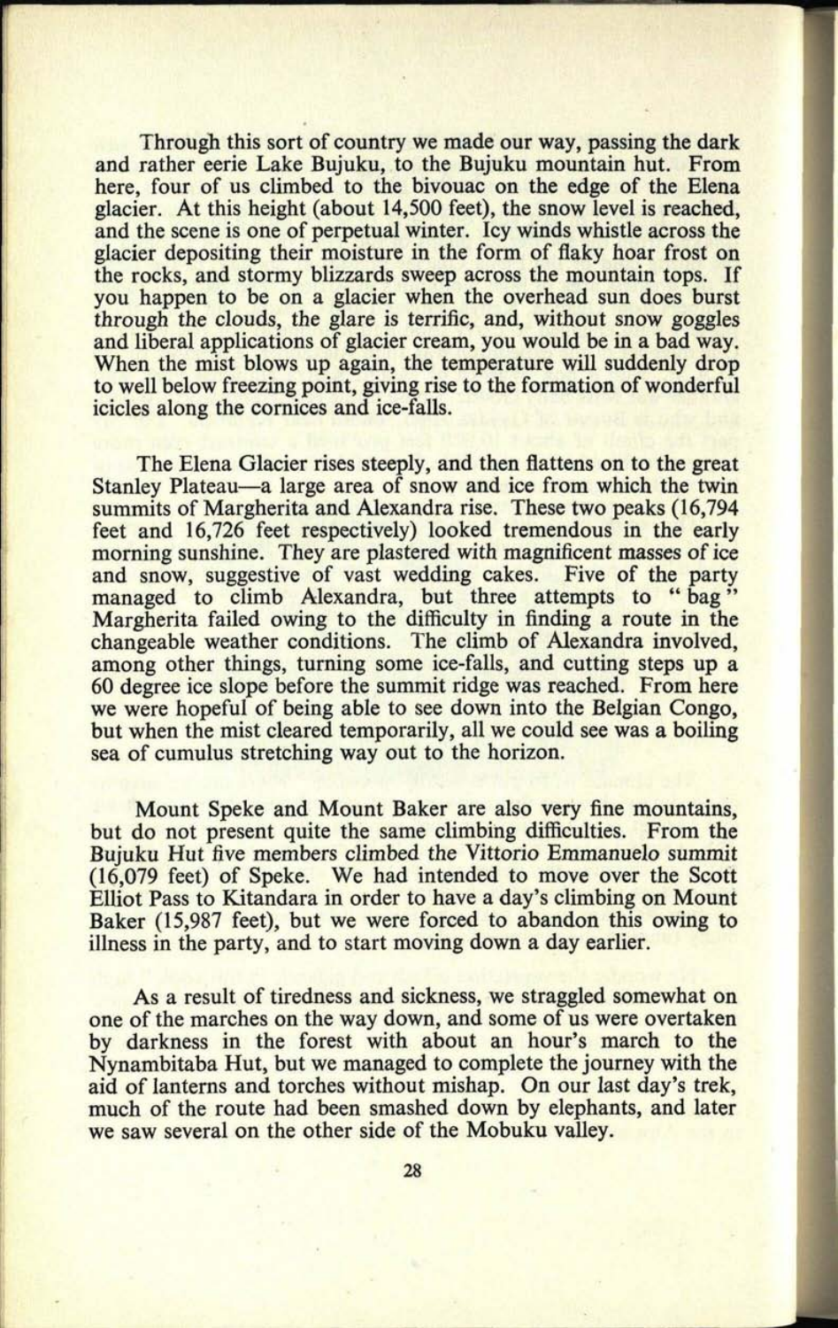Through this sort of country we made our way, passing the dark and rather eerie Lake Bujuku, to the Bujuku mountain hut. From here, four of us climbed to the bivouac on the edge of the Elena glacier. At this height (about 14,500 feet), the snow level is reached, and the scene is one of perpetual winter. Icy winds whistle across the glacier depositing their moisture in the form of flaky hoar frost on the rocks, and stormy blizzards sweep across the mountain tops. If you happen to be on a glacier when the overhead sun does burst through the clouds, the glare is terrific, and, without snow goggles and liberal applications of glacier cream, you would be in a bad way. When the mist blows up again, the temperature will suddenly drop to well below freezing point, giving rise to the formation of wonderful icicles along the cornices and ice-falls.

The Elena Glacier rises steeply, and then flattens on to the great Stanley Plateau—a large area of snow and ice from which the twin summits of Margherita and Alexandra rise. These two peaks (16,794 feet and 16,726 feet respectively) looked tremendous in the early morning sunshine. They are plastered with magnificent masses of ice and snow, suggestive of vast wedding cakes. Five of the party managed to climb Alexandra, but three attempts to "bag" Margherita failed owing to the difficulty in finding a route in the changeable weather conditions. The climb of Alexandra involved, among other things, turning some ice-falls, and cutting steps up a 60 degree ice slope before the summit ridge was reached. From here we were hopeful of being able to see down into the Belgian Congo, but when the mist cleared temporarily, all we could see was a boiling sea of cumulus stretching way out to the horizon.

Mount Speke and Mount Baker are also very fine mountains, but do not present quite the same climbing difficulties. From the Bujuku Hut five members climbed the Vittorio Emmanuelo summit (16,079 feet) of Speke. We had intended to move over the Scott Elliot Pass to Kitandara in order to have a day's climbing on Mount Baker (15,987 feet), but we were forced to abandon this owing to illness in the party, and to start moving down a day earlier.

As a result of tiredness and sickness, we straggled somewhat on one of the marches on the way down, and some of us were overtaken by darkness in the forest with about an hour's march to the Nynambitaba Hut, but we managed to complete the journey with the aid of lanterns and torches without mishap. On our last day's trek, much of the route had been smashed down by elephants, and later we saw several on the other side of the Mobuku valley.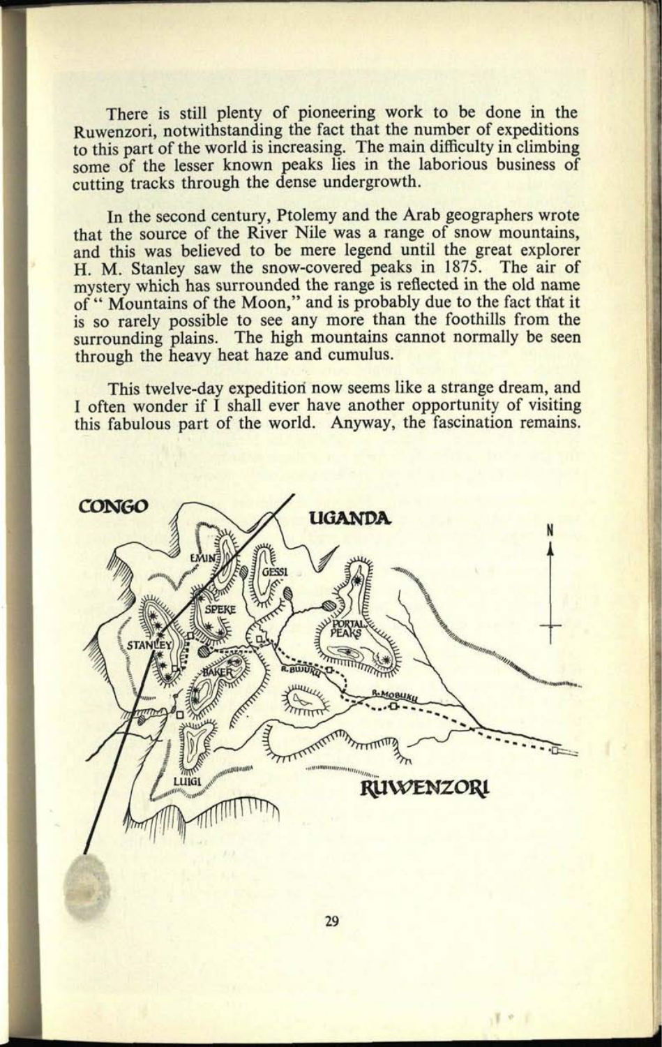There is still plenty of pioneering work to be done in the Ruwenzori, notwithstanding the fact that the number of expeditions to this part of the world is increasing. The main difficulty in climbing some of the lesser known peaks lies in the laborious business of cutting tracks through the dense undergrowth.

In the second century, Ptolemy and the Arab geographers wrote that the source of the River Nile was a range of snow mountains, and this was believed to be mere legend until the great explorer H. M. Stanley saw the snow-covered peaks in 1875. The air of mystery which has surrounded the range is reflected in the old name of " Mountains of the Moon," and is probably due to the fact that it is so rarely possible to see any more than the foothills from the surrounding plains. The high mountains cannot normally be seen through the heavy heat haze and cumulus.

This twelve-day expedition now seems like a strange dream, and I often wonder if I shall ever have another opportunity of visiting this fabulous part of the world. Anyway, the fascination remains.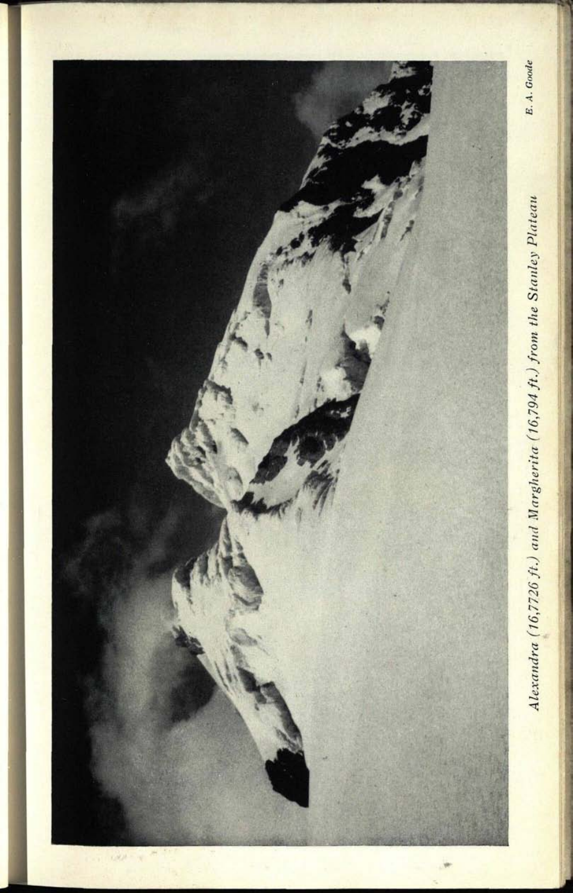*Alexandra (16,7726 ft.) and Margherita (16,794 ft.) from the Stanley Plateau*

E. A. Goode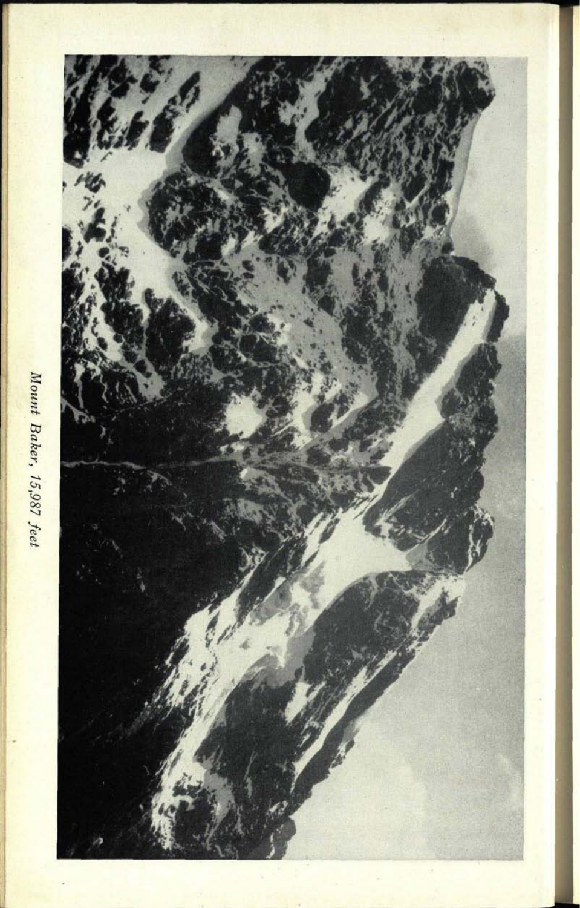*Mount Baker, 15,987 feet*